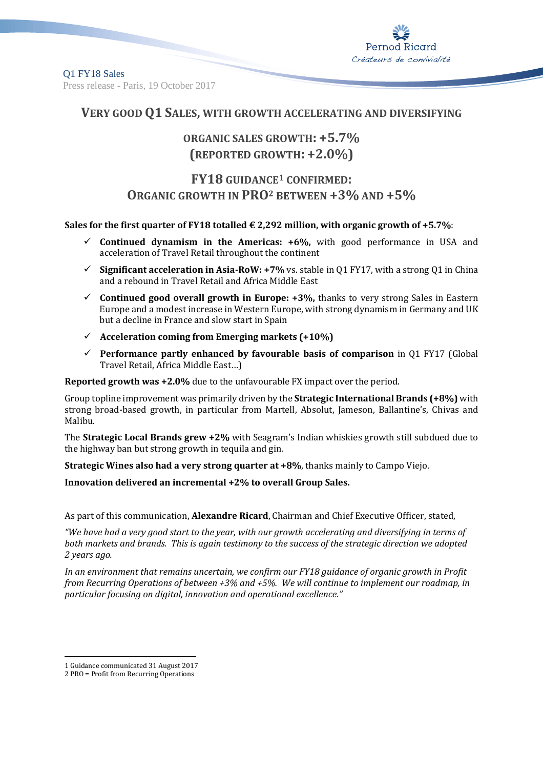Q1 FY18 Sales

Press release - Paris, 19 October 2017

# VERY GOOD Q1 SALES, WITH GROWTH ACCELERATING AND DIVERSIFYING

## ORGANIC SALES GROWTH: +5.7%
## (REPORTED GROWTH: +2.0%)

## FY18 GUIDANCE[1] CONFIRMED:
## ORGANIC GROWTH IN PRO[2] BETWEEN +3% AND +5%

**Sales for the first quarter of FY18 totalled € 2,292 million, with organic growth of +5.7%**:

- ✓ **Continued dynamism in the Americas: +6%,** with good performance in USA and acceleration of Travel Retail throughout the continent
- ✓ **Significant acceleration in Asia-RoW: +7%** vs. stable in Q1 FY17, with a strong Q1 in China and a rebound in Travel Retail and Africa Middle East
- ✓ **Continued good overall growth in Europe: +3%,** thanks to very strong Sales in Eastern Europe and a modest increase in Western Europe, with strong dynamism in Germany and UK but a decline in France and slow start in Spain
- ✓ **Acceleration coming from Emerging markets (+10%)**
- ✓ **Performance partly enhanced by favourable basis of comparison** in Q1 FY17 (Global Travel Retail, Africa Middle East…)

**Reported growth was +2.0%** due to the unfavourable FX impact over the period.

Group topline improvement was primarily driven by the **Strategic International Brands (+8%)** with strong broad-based growth, in particular from Martell, Absolut, Jameson, Ballantine's, Chivas and Malibu.

The **Strategic Local Brands grew +2%** with Seagram's Indian whiskies growth still subdued due to the highway ban but strong growth in tequila and gin.

**Strategic Wines also had a very strong quarter at +8%**, thanks mainly to Campo Viejo.

**Innovation delivered an incremental +2% to overall Group Sales.**

As part of this communication, **Alexandre Ricard**, Chairman and Chief Executive Officer, stated,

*"We have had a very good start to the year, with our growth accelerating and diversifying in terms of both markets and brands. This is again testimony to the success of the strategic direction we adopted 2 years ago.*

*In an environment that remains uncertain, we confirm our FY18 guidance of organic growth in Profit from Recurring Operations of between +3% and +5%. We will continue to implement our roadmap, in particular focusing on digital, innovation and operational excellence."*

---

1 Guidance communicated 31 August 2017
2 PRO = Profit from Recurring Operations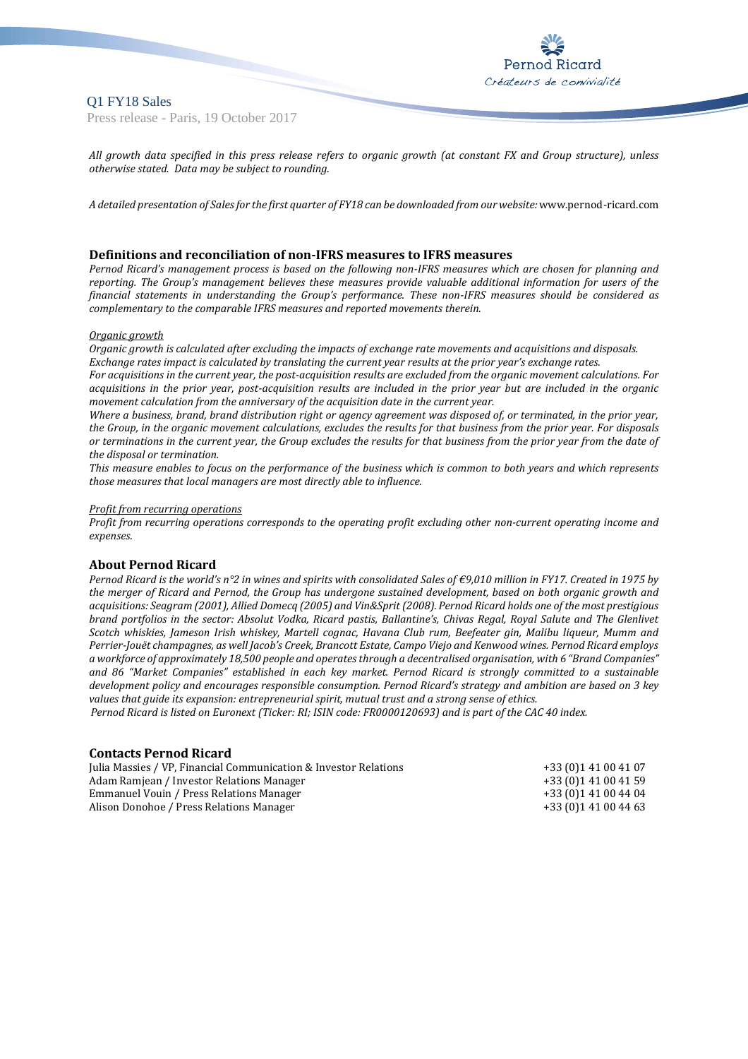*All growth data specified in this press release refers to organic growth (at constant FX and Group structure), unless otherwise stated. Data may be subject to rounding.*

*A detailed presentation of Sales for the first quarter of FY18 can be downloaded from our website:* www.pernod-ricard.com

## Definitions and reconciliation of non-IFRS measures to IFRS measures

*Pernod Ricard's management process is based on the following non-IFRS measures which are chosen for planning and reporting. The Group's management believes these measures provide valuable additional information for users of the financial statements in understanding the Group's performance. These non-IFRS measures should be considered as complementary to the comparable IFRS measures and reported movements therein.*

*Organic growth*

*Organic growth is calculated after excluding the impacts of exchange rate movements and acquisitions and disposals.*
*Exchange rates impact is calculated by translating the current year results at the prior year's exchange rates.*
*For acquisitions in the current year, the post-acquisition results are excluded from the organic movement calculations. For acquisitions in the prior year, post-acquisition results are included in the prior year but are included in the organic movement calculation from the anniversary of the acquisition date in the current year.*
*Where a business, brand, brand distribution right or agency agreement was disposed of, or terminated, in the prior year, the Group, in the organic movement calculations, excludes the results for that business from the prior year. For disposals or terminations in the current year, the Group excludes the results for that business from the prior year from the date of the disposal or termination.*
*This measure enables to focus on the performance of the business which is common to both years and which represents those measures that local managers are most directly able to influence.*

*Profit from recurring operations*

*Profit from recurring operations corresponds to the operating profit excluding other non-current operating income and expenses.*

## About Pernod Ricard

*Pernod Ricard is the world's n°2 in wines and spirits with consolidated Sales of €9,010 million in FY17. Created in 1975 by the merger of Ricard and Pernod, the Group has undergone sustained development, based on both organic growth and acquisitions: Seagram (2001), Allied Domecq (2005) and Vin&Sprit (2008). Pernod Ricard holds one of the most prestigious brand portfolios in the sector: Absolut Vodka, Ricard pastis, Ballantine's, Chivas Regal, Royal Salute and The Glenlivet Scotch whiskies, Jameson Irish whiskey, Martell cognac, Havana Club rum, Beefeater gin, Malibu liqueur, Mumm and Perrier-Jouët champagnes, as well Jacob's Creek, Brancott Estate, Campo Viejo and Kenwood wines. Pernod Ricard employs a workforce of approximately 18,500 people and operates through a decentralised organisation, with 6 "Brand Companies" and 86 "Market Companies" established in each key market. Pernod Ricard is strongly committed to a sustainable development policy and encourages responsible consumption. Pernod Ricard's strategy and ambition are based on 3 key values that guide its expansion: entrepreneurial spirit, mutual trust and a strong sense of ethics.*
*Pernod Ricard is listed on Euronext (Ticker: RI; ISIN code: FR0000120693) and is part of the CAC 40 index.*

## Contacts Pernod Ricard

| | |
|---|---|
| Julia Massies / VP, Financial Communication & Investor Relations | +33 (0)1 41 00 41 07 |
| Adam Ramjean / Investor Relations Manager | +33 (0)1 41 00 41 59 |
| Emmanuel Vouin / Press Relations Manager | +33 (0)1 41 00 44 04 |
| Alison Donohoe / Press Relations Manager | +33 (0)1 41 00 44 63 |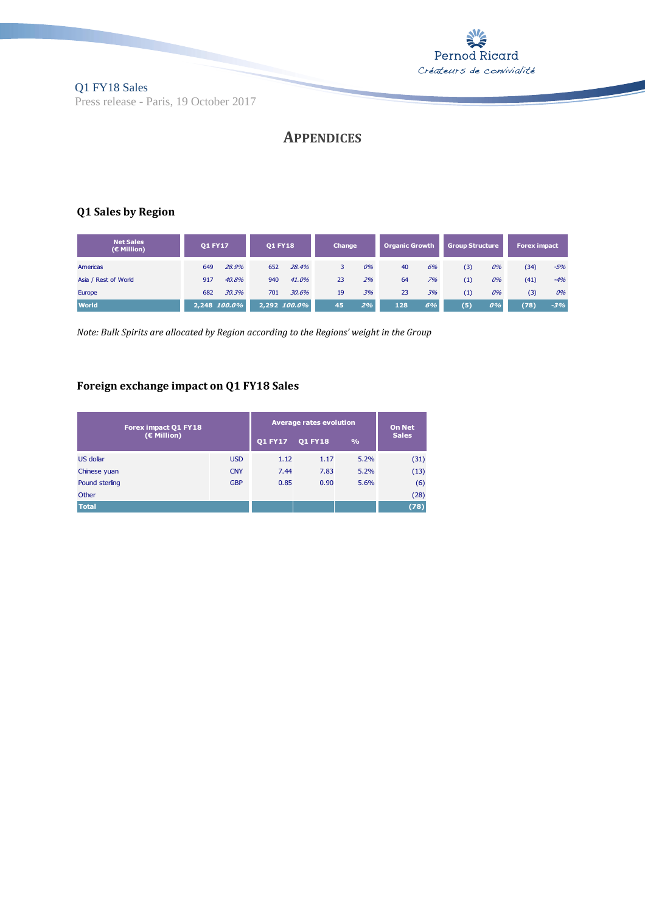# APPENDICES

## Q1 Sales by Region

| Net Sales (€ Million) | Q1 FY17 | | Q1 FY18 | | Change | | Organic Growth | | Group Structure | | Forex impact | |
|---|---|---|---|---|---|---|---|---|---|---|---|---|
| Americas | 649 | *28.9%* | 652 | *28.4%* | 3 | *0%* | 40 | *6%* | (3) | *0%* | (34) | *-5%* |
| Asia / Rest of World | 917 | *40.8%* | 940 | *41.0%* | 23 | *2%* | 64 | *7%* | (1) | *0%* | (41) | *-4%* |
| Europe | 682 | *30.3%* | 701 | *30.6%* | 19 | *3%* | 23 | *3%* | (1) | *0%* | (3) | *0%* |
| **World** | **2,248** | ***100.0%*** | **2,292** | ***100.0%*** | **45** | ***2%*** | **128** | ***6%*** | **(5)** | ***0%*** | **(78)** | ***-3%*** |

*Note: Bulk Spirits are allocated by Region according to the Regions' weight in the Group*

## Foreign exchange impact on Q1 FY18 Sales

| Forex impact Q1 FY18 (€ Million) | | Average rates evolution | | | On Net Sales |
|---|---|---|---|---|---|
| | | Q1 FY17 | Q1 FY18 | % | |
| US dollar | USD | 1.12 | 1.17 | 5.2% | (31) |
| Chinese yuan | CNY | 7.44 | 7.83 | 5.2% | (13) |
| Pound sterling | GBP | 0.85 | 0.90 | 5.6% | (6) |
| Other | | | | | (28) |
| **Total** | | | | | **(78)** |